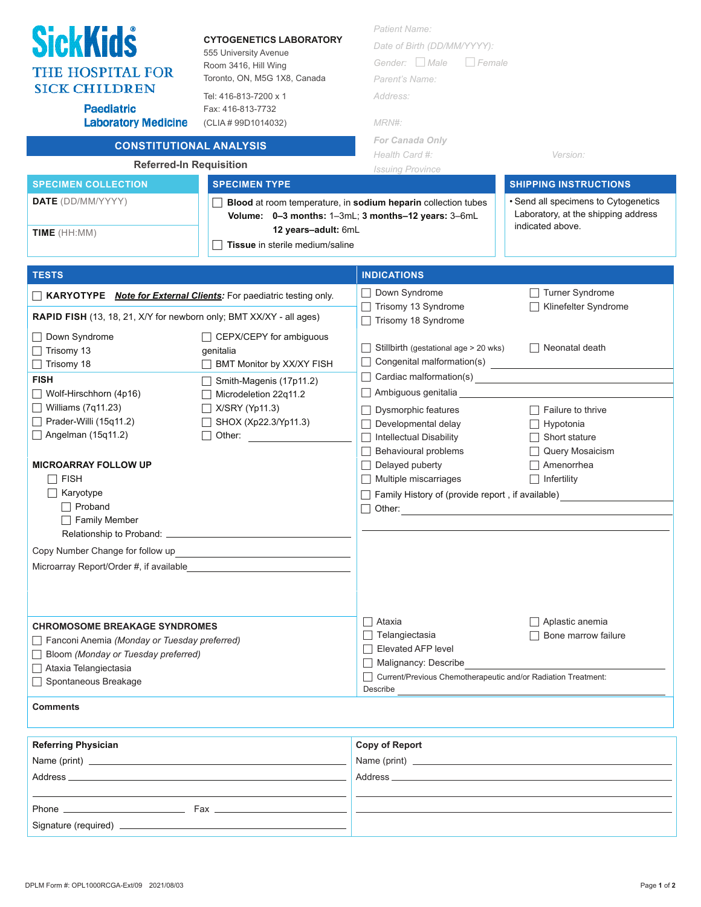**SickKids**
THE HOSPITAL FOR SICK CHILDREN
**Paediatric Laboratory Medicine**

**CYTOGENETICS LABORATORY**
555 University Avenue
Room 3416, Hill Wing
Toronto, ON, M5G 1X8, Canada

Tel: 416-813-7200 x 1
Fax: 416-813-7732
(CLIA # 99D1014032)

Patient Name:
Date of Birth (DD/MM/YYYY):
Gender: ☐ Male ☐ Female
Parent's Name:
Address:

MRN#:
*For Canada Only*
Health Card #: Version:
Issuing Province

## CONSTITUTIONAL ANALYSIS

**Referred-In Requisition**

### SPECIMEN COLLECTION

**DATE** (DD/MM/YYYY)

**TIME** (HH:MM)

### SPECIMEN TYPE

☐ **Blood** at room temperature, in **sodium heparin** collection tubes
**Volume: 0–3 months:** 1–3mL; **3 months–12 years:** 3–6mL
**12 years–adult:** 6mL

☐ **Tissue** in sterile medium/saline

### SHIPPING INSTRUCTIONS

- Send all specimens to Cytogenetics Laboratory, at the shipping address indicated above.

### TESTS

☐ **KARYOTYPE** ***Note for External Clients:*** For paediatric testing only.

**RAPID FISH** (13, 18, 21, X/Y for newborn only; BMT XX/XY - all ages)

☐ Down Syndrome
☐ Trisomy 13
☐ Trisomy 18
☐ CEPX/CEPY for ambiguous genitalia
☐ BMT Monitor by XX/XY FISH

**FISH**

☐ Wolf-Hirschhorn (4p16)
☐ Williams (7q11.23)
☐ Prader-Willi (15q11.2)
☐ Angelman (15q11.2)
☐ Smith-Magenis (17p11.2)
☐ Microdeletion 22q11.2
☐ X/SRY (Yp11.3)
☐ SHOX (Xp22.3/Yp11.3)
☐ Other: ____________

**MICROARRAY FOLLOW UP**

☐ FISH
☐ Karyotype
- ☐ Proband
- ☐ Family Member

Relationship to Proband: ____________

Copy Number Change for follow up ____________

Microarray Report/Order #, if available ____________

**CHROMOSOME BREAKAGE SYNDROMES**

☐ Fanconi Anemia *(Monday or Tuesday preferred)*
☐ Bloom *(Monday or Tuesday preferred)*
☐ Ataxia Telangiectasia
☐ Spontaneous Breakage

### INDICATIONS

☐ Down Syndrome
☐ Trisomy 13 Syndrome
☐ Trisomy 18 Syndrome
☐ Turner Syndrome
☐ Klinefelter Syndrome

☐ Stillbirth (gestational age > 20 wks)
☐ Neonatal death
☐ Congenital malformation(s) ____________
☐ Cardiac malformation(s) ____________
☐ Ambiguous genitalia ____________

☐ Dysmorphic features
☐ Developmental delay
☐ Intellectual Disability
☐ Behavioural problems
☐ Delayed puberty
☐ Multiple miscarriages
☐ Failure to thrive
☐ Hypotonia
☐ Short stature
☐ Query Mosaicism
☐ Amenorrhea
☐ Infertility
☐ Family History of (provide report , if available) ____________
☐ Other: ____________

☐ Ataxia
☐ Telangiectasia
☐ Elevated AFP level
☐ Aplastic anemia
☐ Bone marrow failure
☐ Malignancy: Describe ____________
☐ Current/Previous Chemotherapeutic and/or Radiation Treatment: Describe ____________

**Comments**

**Referring Physician**

Name (print) ____________
Address ____________
Phone ____________ Fax ____________
Signature (required) ____________

**Copy of Report**

Name (print) ____________
Address ____________

DPLM Form #: OPL1000RCGA-Ext/09 2021/08/03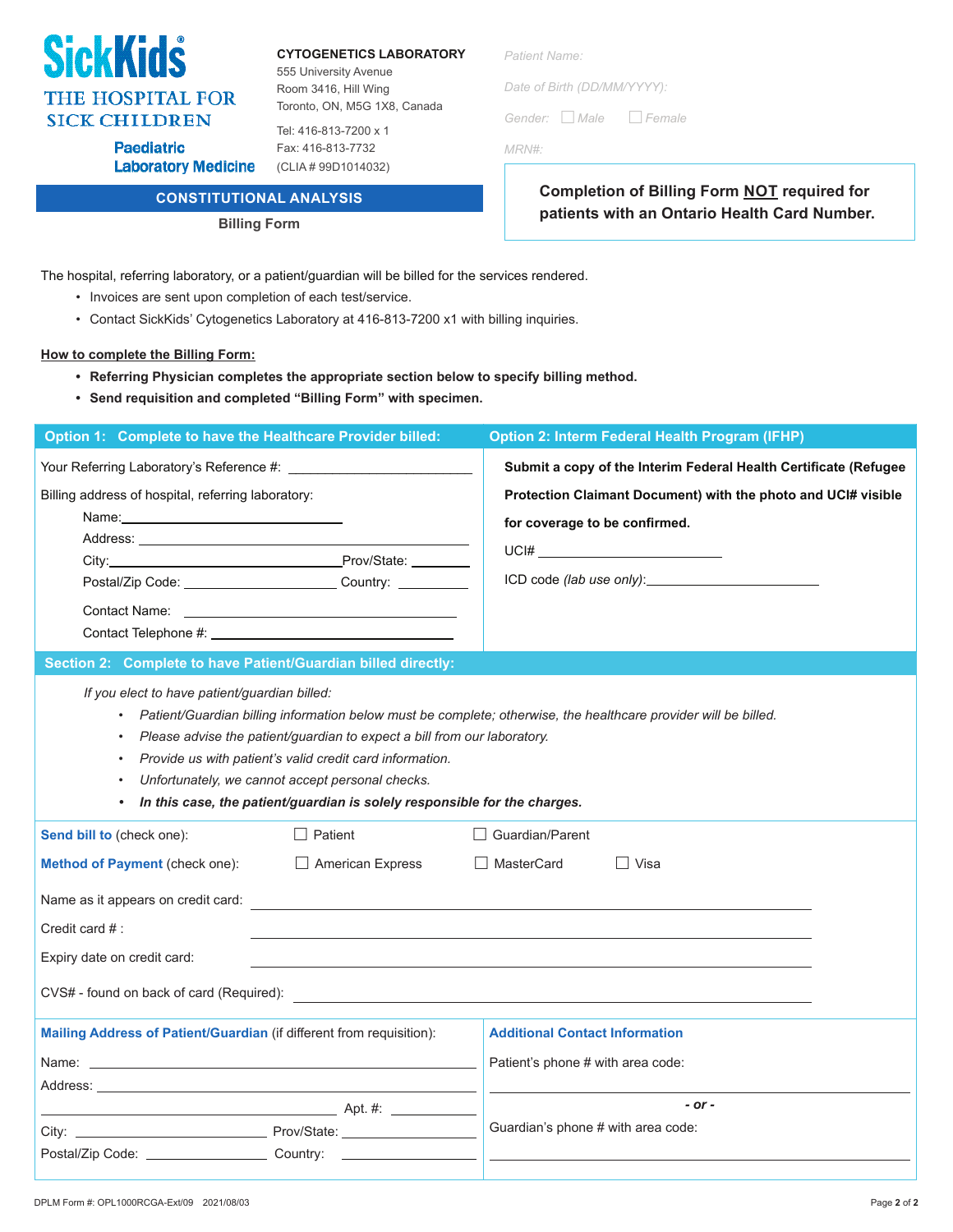**SickKids**
THE HOSPITAL FOR SICK CHILDREN
Paediatric Laboratory Medicine

**CYTOGENETICS LABORATORY**
555 University Avenue
Room 3416, Hill Wing
Toronto, ON, M5G 1X8, Canada

Tel: 416-813-7200 x 1
Fax: 416-813-7732
(CLIA # 99D1014032)

Patient Name:

Date of Birth (DD/MM/YYYY):

Gender: ☐ Male ☐ Female

MRN#:

## CONSTITUTIONAL ANALYSIS

**Billing Form**

**Completion of Billing Form NOT required for patients with an Ontario Health Card Number.**

The hospital, referring laboratory, or a patient/guardian will be billed for the services rendered.

- Invoices are sent upon completion of each test/service.
- Contact SickKids' Cytogenetics Laboratory at 416-813-7200 x1 with billing inquiries.

**How to complete the Billing Form:**

- **Referring Physician completes the appropriate section below to specify billing method.**
- **Send requisition and completed "Billing Form" with specimen.**

### Option 1: Complete to have the Healthcare Provider billed:

Your Referring Laboratory's Reference #: ______________________

Billing address of hospital, referring laboratory:

Name: ______________________

Address: ______________________

City: ______________________ Prov/State: __________

Postal/Zip Code: ______________________ Country: __________

Contact Name: ______________________

Contact Telephone #: ______________________

### Option 2: Interm Federal Health Program (IFHP)

**Submit a copy of the Interim Federal Health Certificate (Refugee Protection Claimant Document) with the photo and UCI# visible for coverage to be confirmed.**

UCI# ______________________

ICD code *(lab use only)*: ______________________

### Section 2: Complete to have Patient/Guardian billed directly:

*If you elect to have patient/guardian billed:*

- *Patient/Guardian billing information below must be complete; otherwise, the healthcare provider will be billed.*
- *Please advise the patient/guardian to expect a bill from our laboratory.*
- *Provide us with patient's valid credit card information.*
- *Unfortunately, we cannot accept personal checks.*
- ***In this case, the patient/guardian is solely responsible for the charges.***

**Send bill to** (check one): ☐ Patient ☐ Guardian/Parent

**Method of Payment** (check one): ☐ American Express ☐ MasterCard ☐ Visa

Name as it appears on credit card: ______________________

Credit card # : ______________________

Expiry date on credit card: ______________________

CVS# - found on back of card (Required): ______________________

**Mailing Address of Patient/Guardian** (if different from requisition):

Name: ______________________

Address: ______________________

______________________ Apt. #: __________

City: ______________________ Prov/State: __________

Postal/Zip Code: ______________________ Country: __________

**Additional Contact Information**

Patient's phone # with area code:

______________________

*- or -*

Guardian's phone # with area code:

______________________

DPLM Form #: OPL1000RCGA-Ext/09 2021/08/03